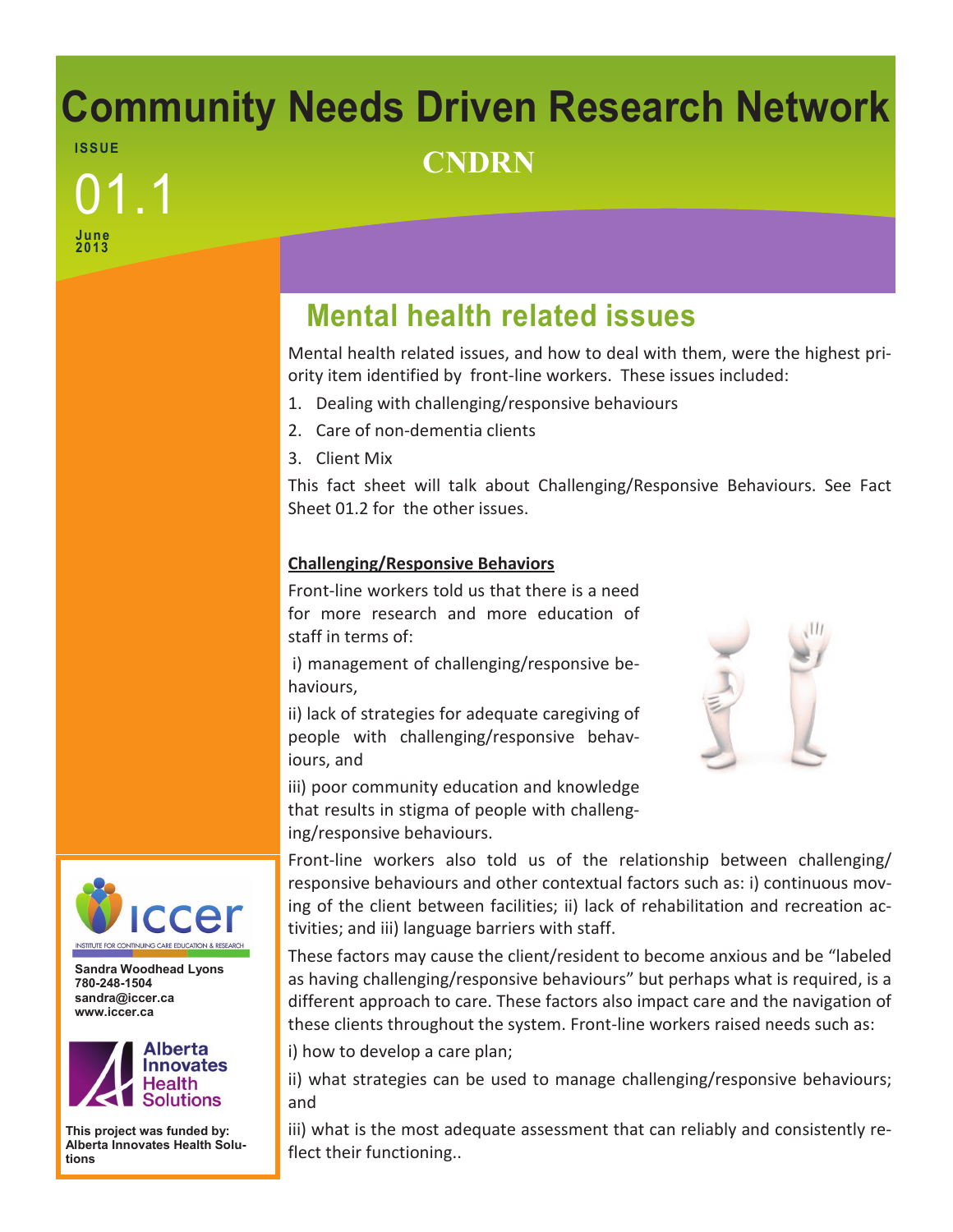# Community Needs Driven Research Network

**ISSUE**

01.1

**June 2013**

## CNDRN

## Mental health related issues

Mental health related issues, and how to deal with them, were the highest priority item identified by front-line workers. These issues included:

1. Dealing with challenging/responsive behaviours
2. Care of non-dementia clients
3. Client Mix

This fact sheet will talk about Challenging/Responsive Behaviours. See Fact Sheet 01.2 for the other issues.

**Challenging/Responsive Behaviors**

Front-line workers told us that there is a need for more research and more education of staff in terms of:

i) management of challenging/responsive behaviours,

ii) lack of strategies for adequate caregiving of people with challenging/responsive behaviours, and

iii) poor community education and knowledge that results in stigma of people with challenging/responsive behaviours.

Front-line workers also told us of the relationship between challenging/responsive behaviours and other contextual factors such as: i) continuous moving of the client between facilities; ii) lack of rehabilitation and recreation activities; and iii) language barriers with staff.

These factors may cause the client/resident to become anxious and be "labeled as having challenging/responsive behaviours" but perhaps what is required, is a different approach to care. These factors also impact care and the navigation of these clients throughout the system. Front-line workers raised needs such as:

i) how to develop a care plan;

ii) what strategies can be used to manage challenging/responsive behaviours; and

iii) what is the most adequate assessment that can reliably and consistently reflect their functioning..

iccer
INSTITUTE FOR CONTINUING CARE EDUCATION & RESEARCH

**Sandra Woodhead Lyons**
**780-248-1504**
**sandra@iccer.ca**
**www.iccer.ca**

Alberta Innovates Health Solutions

**This project was funded by: Alberta Innovates Health Solutions**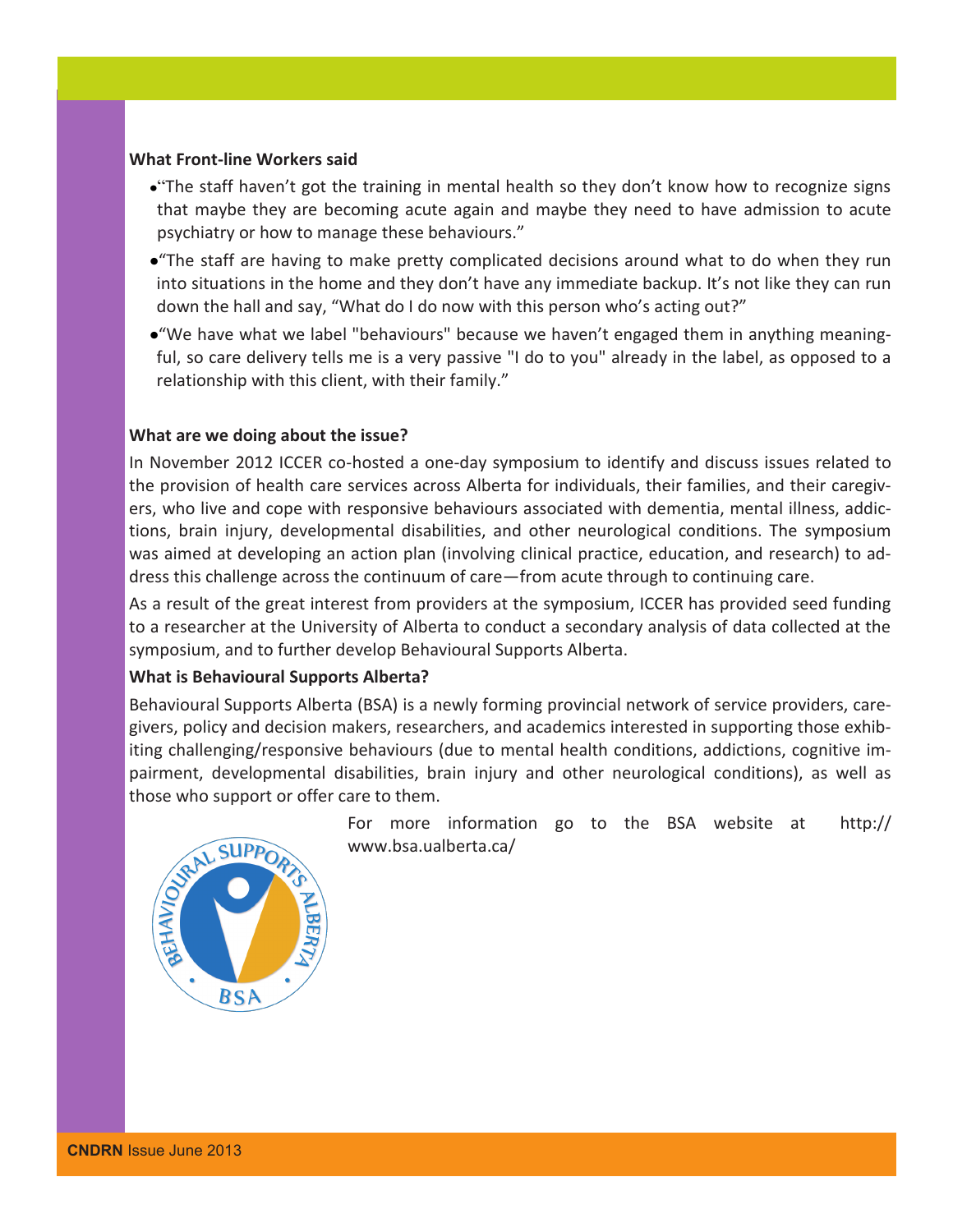**What Front-line Workers said**

- "The staff haven't got the training in mental health so they don't know how to recognize signs that maybe they are becoming acute again and maybe they need to have admission to acute psychiatry or how to manage these behaviours."
- "The staff are having to make pretty complicated decisions around what to do when they run into situations in the home and they don't have any immediate backup. It's not like they can run down the hall and say, "What do I do now with this person who's acting out?"
- "We have what we label "behaviours" because we haven't engaged them in anything meaningful, so care delivery tells me is a very passive "I do to you" already in the label, as opposed to a relationship with this client, with their family."

**What are we doing about the issue?**

In November 2012 ICCER co-hosted a one-day symposium to identify and discuss issues related to the provision of health care services across Alberta for individuals, their families, and their caregivers, who live and cope with responsive behaviours associated with dementia, mental illness, addictions, brain injury, developmental disabilities, and other neurological conditions. The symposium was aimed at developing an action plan (involving clinical practice, education, and research) to address this challenge across the continuum of care—from acute through to continuing care.

As a result of the great interest from providers at the symposium, ICCER has provided seed funding to a researcher at the University of Alberta to conduct a secondary analysis of data collected at the symposium, and to further develop Behavioural Supports Alberta.

**What is Behavioural Supports Alberta?**

Behavioural Supports Alberta (BSA) is a newly forming provincial network of service providers, caregivers, policy and decision makers, researchers, and academics interested in supporting those exhibiting challenging/responsive behaviours (due to mental health conditions, addictions, cognitive impairment, developmental disabilities, brain injury and other neurological conditions), as well as those who support or offer care to them.

For more information go to the BSA website at http://www.bsa.ualberta.ca/